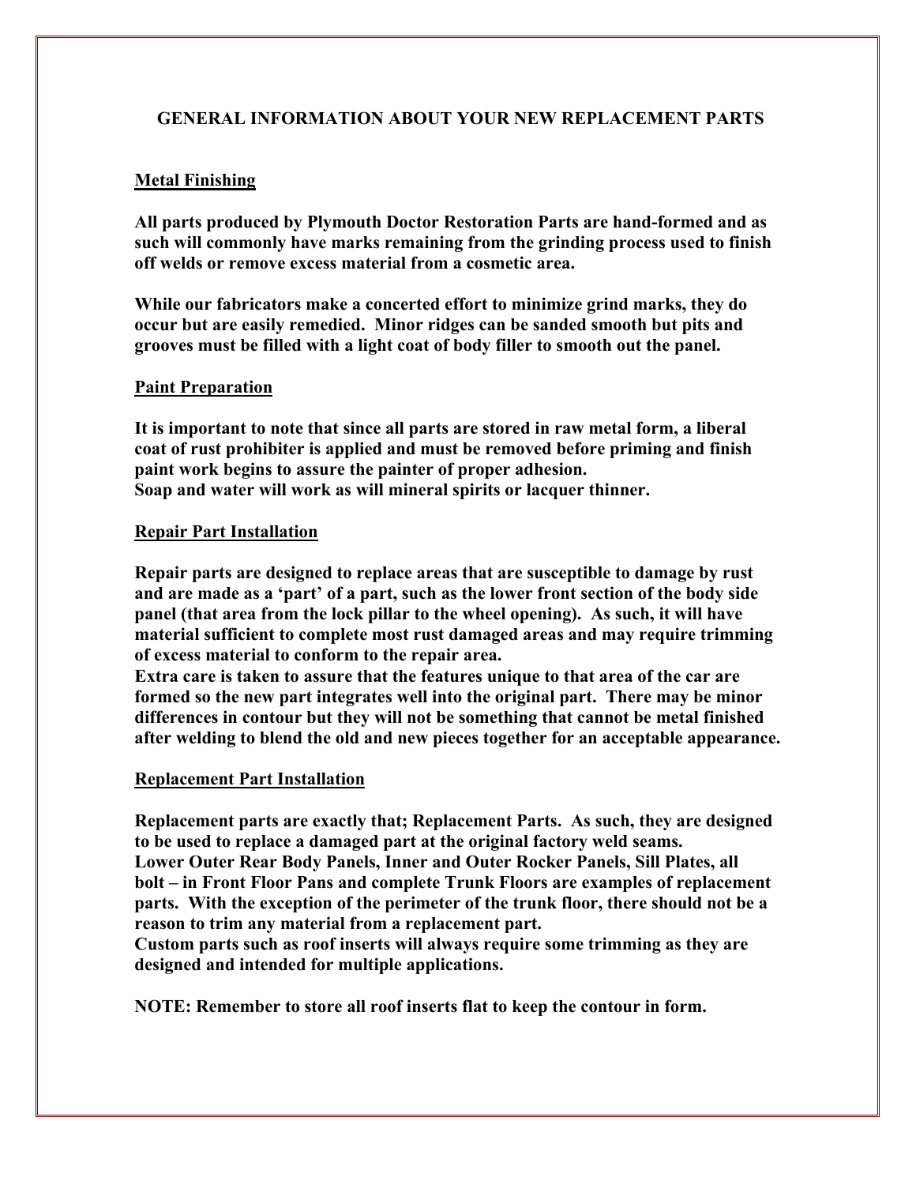# GENERAL INFORMATION ABOUT YOUR NEW REPLACEMENT PARTS

## Metal Finishing

**All parts produced by Plymouth Doctor Restoration Parts are hand-formed and as such will commonly have marks remaining from the grinding process used to finish off welds or remove excess material from a cosmetic area.**

**While our fabricators make a concerted effort to minimize grind marks, they do occur but are easily remedied. Minor ridges can be sanded smooth but pits and grooves must be filled with a light coat of body filler to smooth out the panel.**

## Paint Preparation

**It is important to note that since all parts are stored in raw metal form, a liberal coat of rust prohibiter is applied and must be removed before priming and finish paint work begins to assure the painter of proper adhesion.**
**Soap and water will work as will mineral spirits or lacquer thinner.**

## Repair Part Installation

**Repair parts are designed to replace areas that are susceptible to damage by rust and are made as a 'part' of a part, such as the lower front section of the body side panel (that area from the lock pillar to the wheel opening). As such, it will have material sufficient to complete most rust damaged areas and may require trimming of excess material to conform to the repair area.**
**Extra care is taken to assure that the features unique to that area of the car are formed so the new part integrates well into the original part. There may be minor differences in contour but they will not be something that cannot be metal finished after welding to blend the old and new pieces together for an acceptable appearance.**

## Replacement Part Installation

**Replacement parts are exactly that; Replacement Parts. As such, they are designed to be used to replace a damaged part at the original factory weld seams.**
**Lower Outer Rear Body Panels, Inner and Outer Rocker Panels, Sill Plates, all bolt – in Front Floor Pans and complete Trunk Floors are examples of replacement parts. With the exception of the perimeter of the trunk floor, there should not be a reason to trim any material from a replacement part.**
**Custom parts such as roof inserts will always require some trimming as they are designed and intended for multiple applications.**

**NOTE: Remember to store all roof inserts flat to keep the contour in form.**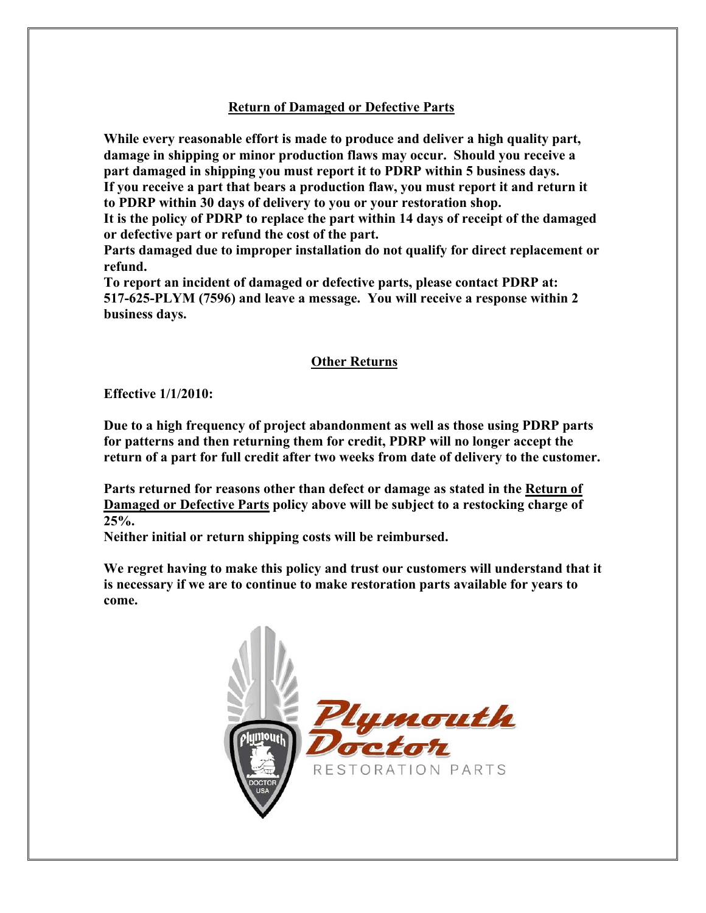## Return of Damaged or Defective Parts

**While every reasonable effort is made to produce and deliver a high quality part, damage in shipping or minor production flaws may occur. Should you receive a part damaged in shipping you must report it to PDRP within 5 business days.**
**If you receive a part that bears a production flaw, you must report it and return it to PDRP within 30 days of delivery to you or your restoration shop.**
**It is the policy of PDRP to replace the part within 14 days of receipt of the damaged or defective part or refund the cost of the part.**
**Parts damaged due to improper installation do not qualify for direct replacement or refund.**
**To report an incident of damaged or defective parts, please contact PDRP at: 517-625-PLYM (7596) and leave a message. You will receive a response within 2 business days.**

## Other Returns

**Effective 1/1/2010:**

**Due to a high frequency of project abandonment as well as those using PDRP parts for patterns and then returning them for credit, PDRP will no longer accept the return of a part for full credit after two weeks from date of delivery to the customer.**

**Parts returned for reasons other than defect or damage as stated in the Return of Damaged or Defective Parts policy above will be subject to a restocking charge of 25%.**
**Neither initial or return shipping costs will be reimbursed.**

**We regret having to make this policy and trust our customers will understand that it is necessary if we are to continue to make restoration parts available for years to come.**

Plymouth Doctor
RESTORATION PARTS